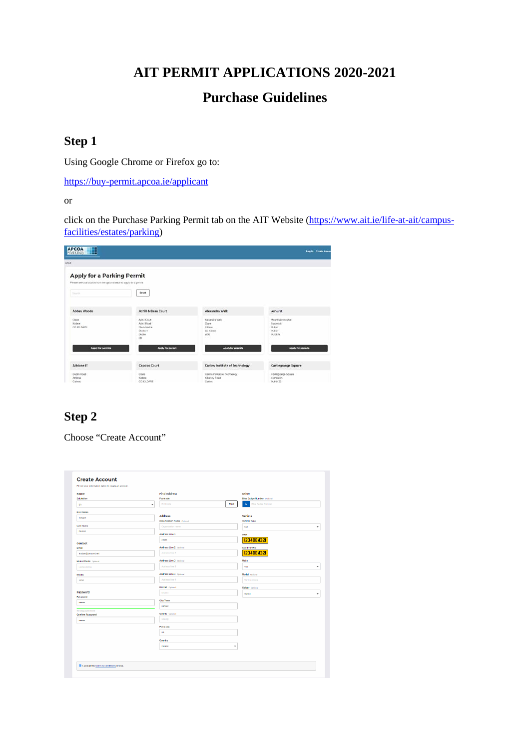# AIT PERMIT APPLICATIONS 2020-2021

## Purchase Guidelines

### Step 1

Using Google Chrome or Firefox go to:

[https://buy-permit.apcoa.ie/applicant](https://buy-permit.apcoa.ie/applicant)

or

click on the Purchase Parking Permit tab on the AIT Website ([https://www.ait.ie/life-at-ait/campus-facilities/estates/parking](https://www.ait.ie/life-at-ait/campus-facilities/estates/parking))

### Step 2

Choose "Create Account"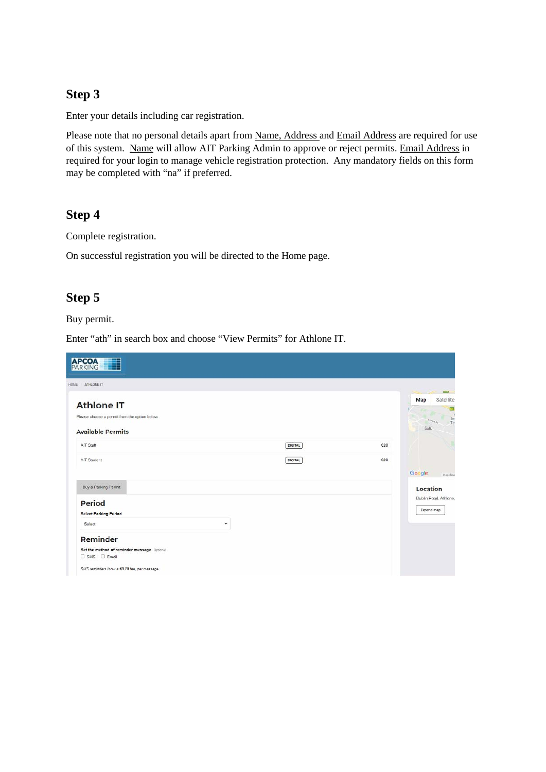## Step 3

Enter your details including car registration.

Please note that no personal details apart from Name, Address and Email Address are required for use of this system. Name will allow AIT Parking Admin to approve or reject permits. Email Address in required for your login to manage vehicle registration protection. Any mandatory fields on this form may be completed with "na" if preferred.

## Step 4

Complete registration.

On successful registration you will be directed to the Home page.

## Step 5

Buy permit.

Enter "ath" in search box and choose "View Permits" for Athlone IT.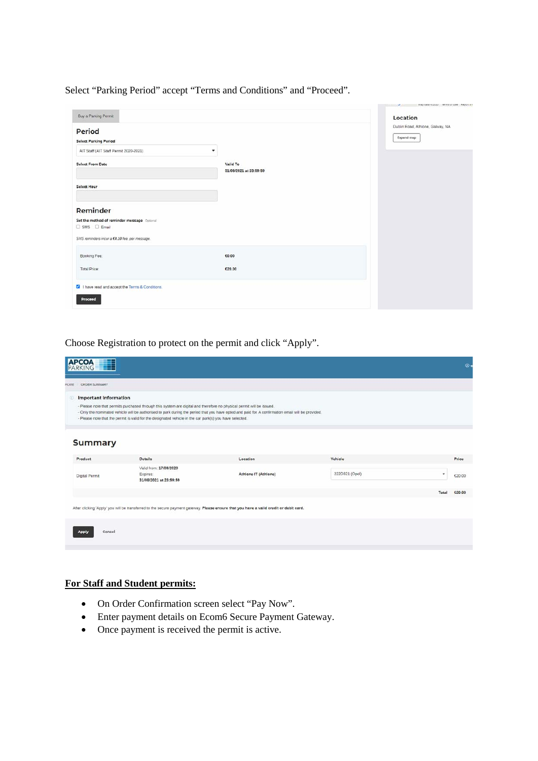Select "Parking Period" accept "Terms and Conditions" and "Proceed".

Buy a Parking Permit

## Period

**Select Parking Period**

AIT Staff (AIT Staff Permit 2020-2021)

**Select From Date**

**Valid To**
31/08/2021 at 23:59:59

**Select Hour**

## Reminder

**Set the method of reminder message** Optional

SMS Email

*SMS reminders incur a €0.10 fee, per message.*

| | |
|---|---|
| Booking Fee: | €0.00 |
| Total Price: | €20.00 |

I have read and accept the Terms & Conditions.

Proceed

**Location**

Dublin Road, Athlone, Galway, NA

Expand map

Choose Registration to protect on the permit and click "Apply".

APCOA PARKING

HOME / ORDER SUMMARY

**Important Information**

- Please note that permits purchased through this system are digital and therefore no physical permit will be issued.
- Only the nominated vehicle will be authorised to park during the period that you have opted and paid for. A confirmation email will be provided.
- Please note that the permit is valid for the designated vehicle in the car park(s) you have selected.

## Summary

| Product | Details | Location | Vehicle | Price |
|---|---|---|---|---|
| Digital Permit | Valid from: 17/08/2020 Expires: 31/08/2021 at 23:59:59 | Athlone IT (Athlone) | 222D321 (Opel) | €20.00 |
| | | | Total | €20.00 |

After clicking 'Apply' you will be transferred to the secure payment gateway. **Please ensure that you have a valid credit or debit card.**

Apply Cancel

**<u>For Staff and Student permits:</u>**

- On Order Confirmation screen select "Pay Now".
- Enter payment details on Ecom6 Secure Payment Gateway.
- Once payment is received the permit is active.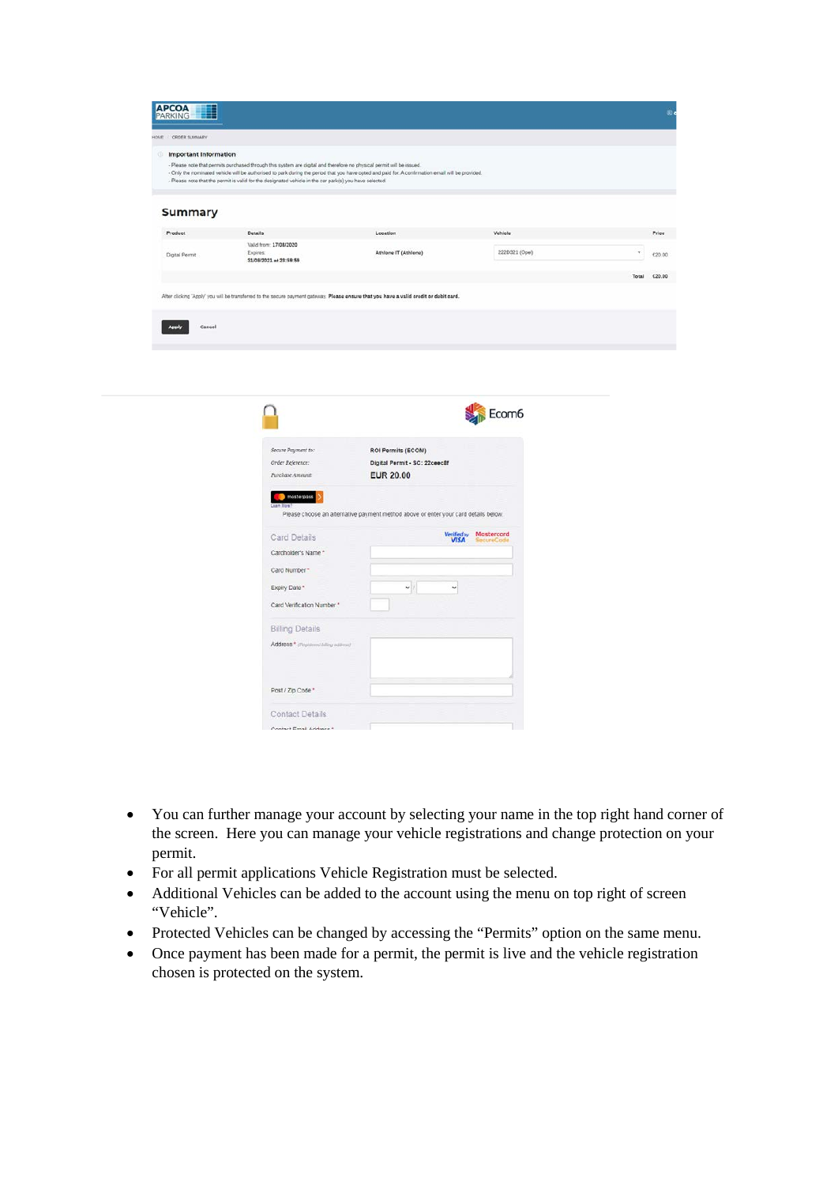- You can further manage your account by selecting your name in the top right hand corner of the screen. Here you can manage your vehicle registrations and change protection on your permit.
- For all permit applications Vehicle Registration must be selected.
- Additional Vehicles can be added to the account using the menu on top right of screen "Vehicle".
- Protected Vehicles can be changed by accessing the "Permits" option on the same menu.
- Once payment has been made for a permit, the permit is live and the vehicle registration chosen is protected on the system.